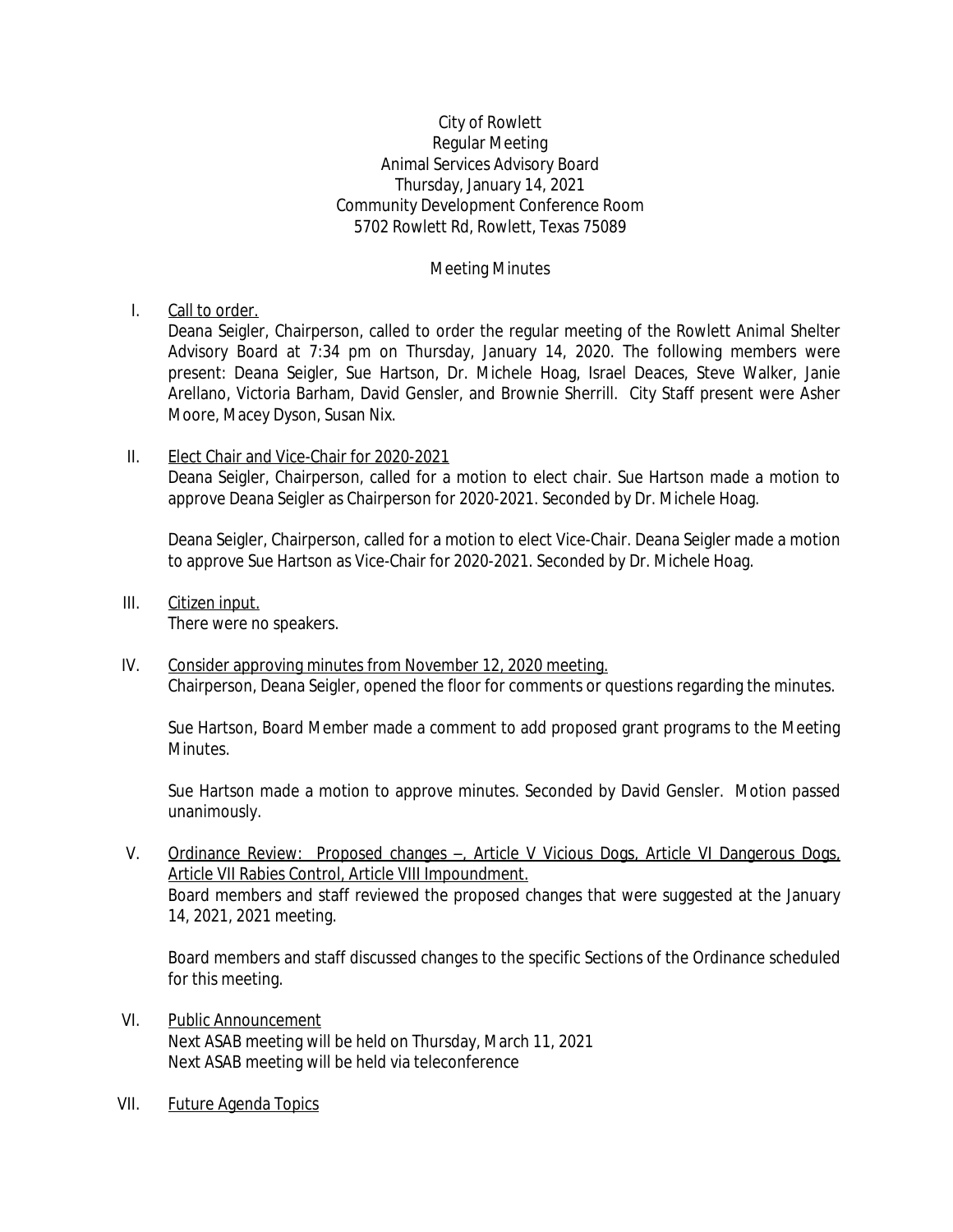City of Rowlett
Regular Meeting
Animal Services Advisory Board
Thursday, January 14, 2021
Community Development Conference Room
5702 Rowlett Rd, Rowlett, Texas 75089

Meeting Minutes

I. <u>Call to order.</u>

Deana Seigler, Chairperson, called to order the regular meeting of the Rowlett Animal Shelter Advisory Board at 7:34 pm on Thursday, January 14, 2020. The following members were present: Deana Seigler, Sue Hartson, Dr. Michele Hoag, Israel Deaces, Steve Walker, Janie Arellano, Victoria Barham, David Gensler, and Brownie Sherrill. City Staff present were Asher Moore, Macey Dyson, Susan Nix.

II. <u>Elect Chair and Vice-Chair for 2020-2021</u>

Deana Seigler, Chairperson, called for a motion to elect chair. Sue Hartson made a motion to approve Deana Seigler as Chairperson for 2020-2021. Seconded by Dr. Michele Hoag.

Deana Seigler, Chairperson, called for a motion to elect Vice-Chair. Deana Seigler made a motion to approve Sue Hartson as Vice-Chair for 2020-2021. Seconded by Dr. Michele Hoag.

III. <u>Citizen input.</u>

There were no speakers.

IV. <u>Consider approving minutes from November 12, 2020 meeting.</u>

Chairperson, Deana Seigler, opened the floor for comments or questions regarding the minutes.

Sue Hartson, Board Member made a comment to add proposed grant programs to the Meeting Minutes.

Sue Hartson made a motion to approve minutes. Seconded by David Gensler. Motion passed unanimously.

V. <u>Ordinance Review: Proposed changes –, Article V Vicious Dogs, Article VI Dangerous Dogs, Article VII Rabies Control, Article VIII Impoundment.</u>

Board members and staff reviewed the proposed changes that were suggested at the January 14, 2021, 2021 meeting.

Board members and staff discussed changes to the specific Sections of the Ordinance scheduled for this meeting.

VI. <u>Public Announcement</u>

Next ASAB meeting will be held on Thursday, March 11, 2021
Next ASAB meeting will be held via teleconference

VII. <u>Future Agenda Topics</u>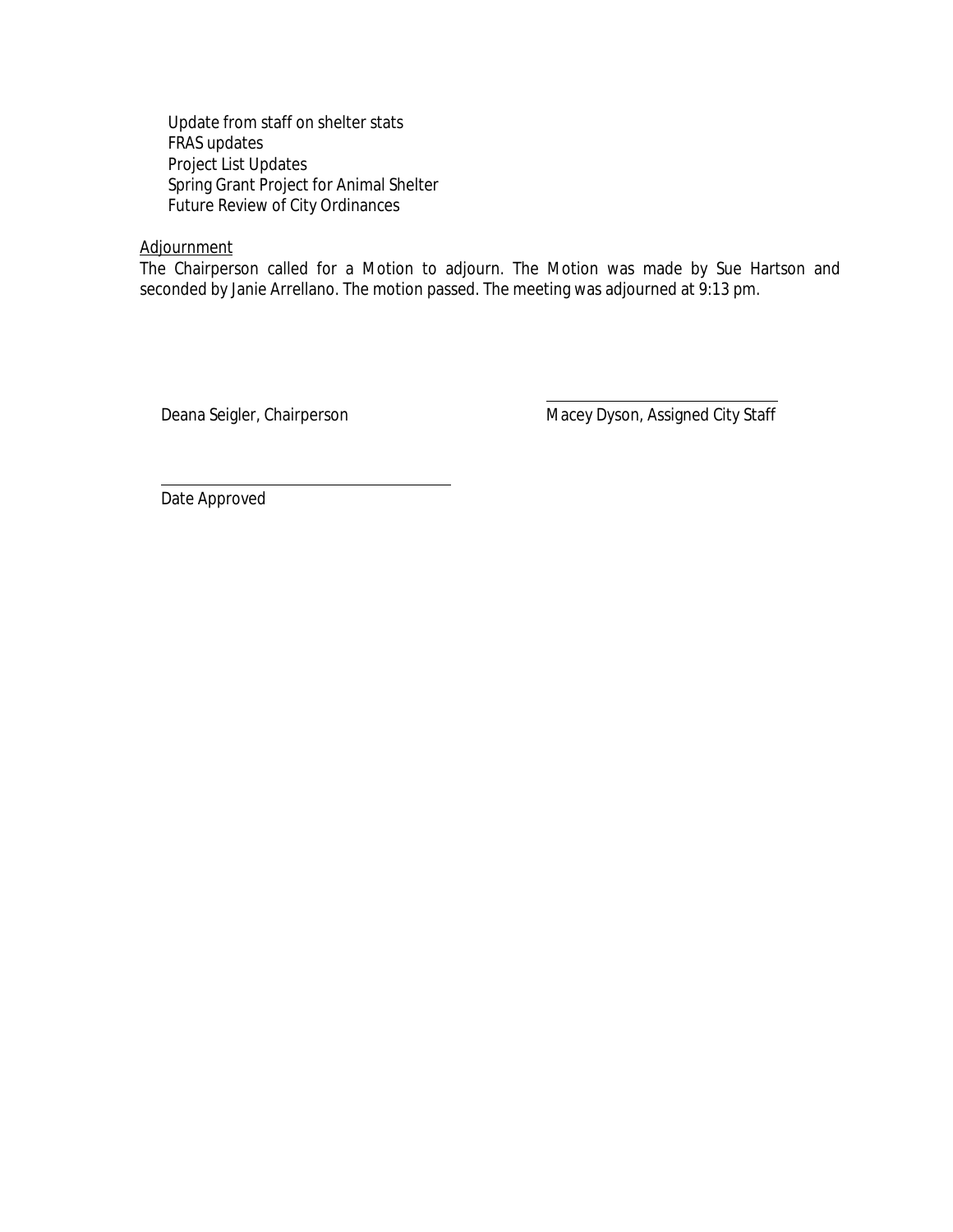Update from staff on shelter stats
FRAS updates
Project List Updates
Spring Grant Project for Animal Shelter
Future Review of City Ordinances

<u>Adjournment</u>

The Chairperson called for a Motion to adjourn. The Motion was made by Sue Hartson and seconded by Janie Arrellano. The motion passed. The meeting was adjourned at 9:13 pm.

Deana Seigler, Chairperson

Macey Dyson, Assigned City Staff

Date Approved